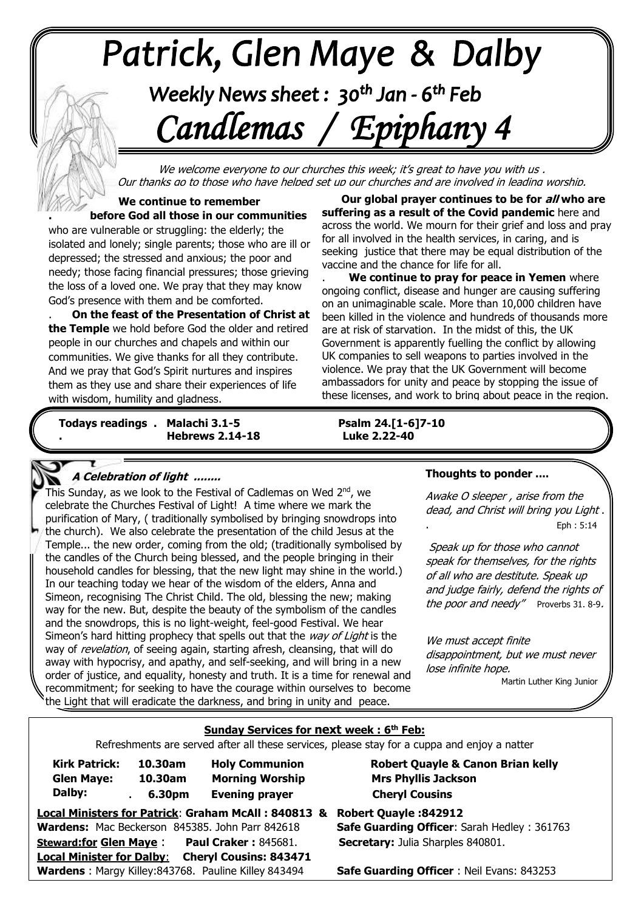# Patrick, Glen Maye & Dalby

## Weekly News sheet : 30th Jan - 6th Feb

# Candlemas / Epiphany 4

*We welcome everyone to our churches this week; it's great to have you with us . Our thanks go to those who have helped set up our churches and are involved in leading worship.*

**We continue to remember before God all those in our communities** who are vulnerable or struggling: the elderly; the isolated and lonely; single parents; those who are ill or depressed; the stressed and anxious; the poor and needy; those facing financial pressures; those grieving the loss of a loved one. We pray that they may know God's presence with them and be comforted.

**On the feast of the Presentation of Christ at the Temple** we hold before God the older and retired people in our churches and chapels and within our communities. We give thanks for all they contribute. And we pray that God's Spirit nurtures and inspires them as they use and share their experiences of life with wisdom, humility and gladness.

**Our global prayer continues to be for *all* who are suffering as a result of the Covid pandemic** here and across the world. We mourn for their grief and loss and pray for all involved in the health services, in caring, and is seeking justice that there may be equal distribution of the vaccine and the chance for life for all.

**We continue to pray for peace in Yemen** where ongoing conflict, disease and hunger are causing suffering on an unimaginable scale. More than 10,000 children have been killed in the violence and hundreds of thousands more are at risk of starvation. In the midst of this, the UK Government is apparently fuelling the conflict by allowing UK companies to sell weapons to parties involved in the violence. We pray that the UK Government will become ambassadors for unity and peace by stopping the issue of these licenses, and work to bring about peace in the region.

**Todays readings . Malachi 3.1-5 — Psalm 24.[1-6]7-10**
**Hebrews 2.14-18 — Luke 2.22-40**

### *A Celebration of light ........*

This Sunday, as we look to the Festival of Cadlemas on Wed 2nd, we celebrate the Churches Festival of Light! A time where we mark the purification of Mary, ( traditionally symbolised by bringing snowdrops into the church). We also celebrate the presentation of the child Jesus at the Temple... the new order, coming from the old; (traditionally symbolised by the candles of the Church being blessed, and the people bringing in their household candles for blessing, that the new light may shine in the world.) In our teaching today we hear of the wisdom of the elders, Anna and Simeon, recognising The Christ Child. The old, blessing the new; making way for the new. But, despite the beauty of the symbolism of the candles and the snowdrops, this is no light-weight, feel-good Festival. We hear Simeon's hard hitting prophecy that spells out that the *way of Light* is the way of *revelation*, of seeing again, starting afresh, cleansing, that will do away with hypocrisy, and apathy, and self-seeking, and will bring in a new order of justice, and equality, honesty and truth. It is a time for renewal and recommitment; for seeking to have the courage within ourselves to become the Light that will eradicate the darkness, and bring in unity and peace.

### Thoughts to ponder ....

*Awake O sleeper , arise from the dead, and Christ will bring you Light .* Eph : 5:14

*Speak up for those who cannot speak for themselves, for the rights of all who are destitute. Speak up and judge fairly, defend the rights of the poor and needy"* Proverbs 31. 8-9.

*We must accept finite disappointment, but we must never lose infinite hope.*
Martin Luther King Junior

### Sunday Services for next week : 6th Feb:

Refreshments are served after all these services, please stay for a cuppa and enjoy a natter

| | | | |
|---|---|---|---|
| **Kirk Patrick:** | **10.30am** | **Holy Communion** | **Robert Quayle & Canon Brian kelly** |
| **Glen Maye:** | **10.30am** | **Morning Worship** | **Mrs Phyllis Jackson** |
| **Dalby:** | **6.30pm** | **Evening prayer** | **Cheryl Cousins** |

**Local Ministers for Patrick**: **Graham McAll : 840813 & Robert Quayle :842912**
**Wardens:** Mac Beckerson 845385. John Parr 842618 — **Safe Guarding Officer**: Sarah Hedley : 361763
**Steward:for Glen Maye** : **Paul Craker :** 845681. — **Secretary:** Julia Sharples 840801.
**Local Minister for Dalby**: **Cheryl Cousins: 843471**
**Wardens** : Margy Killey:843768. Pauline Killey 843494 — **Safe Guarding Officer** : Neil Evans: 843253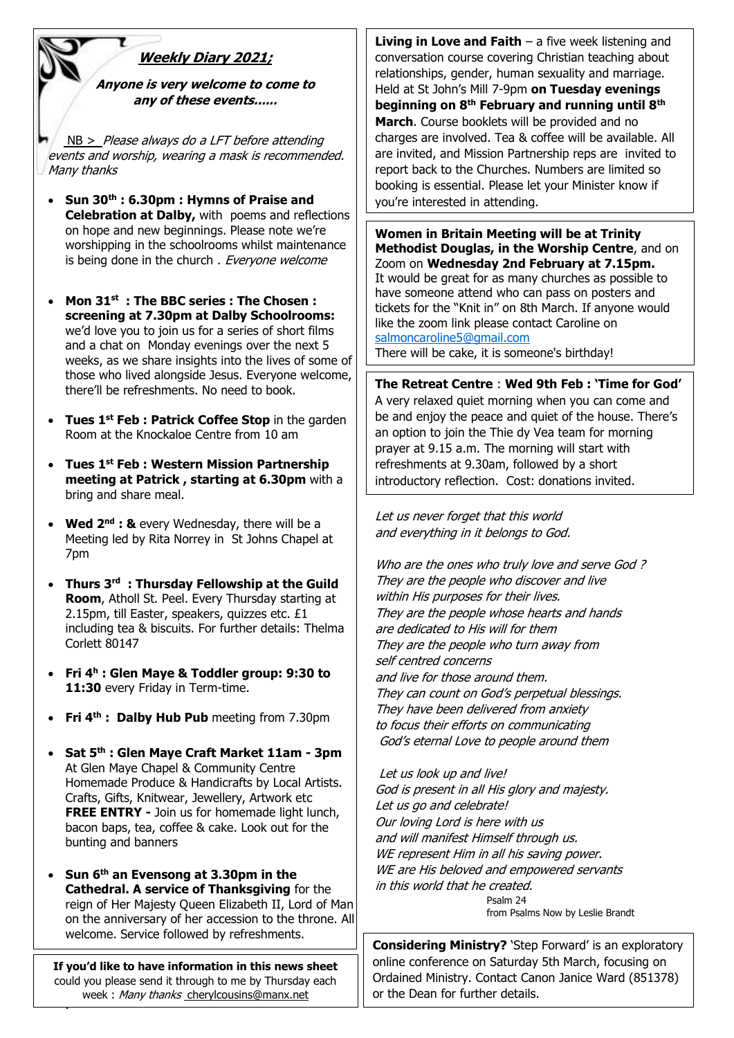## ***Weekly Diary 2021;***

***Anyone is very welcome to come to any of these events……***

NB > *Please always do a LFT before attending events and worship, wearing a mask is recommended. Many thanks*

- **Sun 30th : 6.30pm : Hymns of Praise and Celebration at Dalby,** with poems and reflections on hope and new beginnings. Please note we're worshipping in the schoolrooms whilst maintenance is being done in the church . *Everyone welcome*
- **Mon 31st : The BBC series : The Chosen : screening at 7.30pm at Dalby Schoolrooms:** we'd love you to join us for a series of short films and a chat on Monday evenings over the next 5 weeks, as we share insights into the lives of some of those who lived alongside Jesus. Everyone welcome, there'll be refreshments. No need to book.
- **Tues 1st Feb : Patrick Coffee Stop** in the garden Room at the Knockaloe Centre from 10 am
- **Tues 1st Feb : Western Mission Partnership meeting at Patrick , starting at 6.30pm** with a bring and share meal.
- **Wed 2nd : &** every Wednesday, there will be a Meeting led by Rita Norrey in St Johns Chapel at 7pm
- **Thurs 3rd : Thursday Fellowship at the Guild Room**, Atholl St. Peel. Every Thursday starting at 2.15pm, till Easter, speakers, quizzes etc. £1 including tea & biscuits. For further details: Thelma Corlett 80147
- **Fri 4h : Glen Maye & Toddler group: 9:30 to 11:30** every Friday in Term-time.
- **Fri 4th : Dalby Hub Pub** meeting from 7.30pm
- **Sat 5th : Glen Maye Craft Market 11am - 3pm** At Glen Maye Chapel & Community Centre Homemade Produce & Handicrafts by Local Artists. Crafts, Gifts, Knitwear, Jewellery, Artwork etc **FREE ENTRY -** Join us for homemade light lunch, bacon baps, tea, coffee & cake. Look out for the bunting and banners
- **Sun 6th an Evensong at 3.30pm in the Cathedral. A service of Thanksgiving** for the reign of Her Majesty Queen Elizabeth II, Lord of Man on the anniversary of her accession to the throne. All welcome. Service followed by refreshments.

**If you'd like to have information in this news sheet** could you please send it through to me by Thursday each week : *Many thanks* cherylcousins@manx.net

**Living in Love and Faith** – a five week listening and conversation course covering Christian teaching about relationships, gender, human sexuality and marriage. Held at St John's Mill 7-9pm **on Tuesday evenings beginning on 8th February and running until 8th March**. Course booklets will be provided and no charges are involved. Tea & coffee will be available. All are invited, and Mission Partnership reps are invited to report back to the Churches. Numbers are limited so booking is essential. Please let your Minister know if you're interested in attending.

**Women in Britain Meeting will be at Trinity Methodist Douglas, in the Worship Centre**, and on Zoom on **Wednesday 2nd February at 7.15pm.** It would be great for as many churches as possible to have someone attend who can pass on posters and tickets for the "Knit in" on 8th March. If anyone would like the zoom link please contact Caroline on salmoncaroline5@gmail.com
There will be cake, it is someone's birthday!

**The Retreat Centre** : **Wed 9th Feb : 'Time for God'** A very relaxed quiet morning when you can come and be and enjoy the peace and quiet of the house. There's an option to join the Thie dy Vea team for morning prayer at 9.15 a.m. The morning will start with refreshments at 9.30am, followed by a short introductory reflection. Cost: donations invited.

*Let us never forget that this world*
*and everything in it belongs to God.*

*Who are the ones who truly love and serve God ?*
*They are the people who discover and live*
*within His purposes for their lives.*
*They are the people whose hearts and hands*
*are dedicated to His will for them*
*They are the people who turn away from*
*self centred concerns*
*and live for those around them.*
*They can count on God's perpetual blessings.*
*They have been delivered from anxiety*
*to focus their efforts on communicating*
*God's eternal Love to people around them*

*Let us look up and live!*
*God is present in all His glory and majesty.*
*Let us go and celebrate!*
*Our loving Lord is here with us*
*and will manifest Himself through us.*
*WE represent Him in all his saving power.*
*WE are His beloved and empowered servants*
*in this world that he created.*

Psalm 24
from Psalms Now by Leslie Brandt

**Considering Ministry?** 'Step Forward' is an exploratory online conference on Saturday 5th March, focusing on Ordained Ministry. Contact Canon Janice Ward (851378) or the Dean for further details.